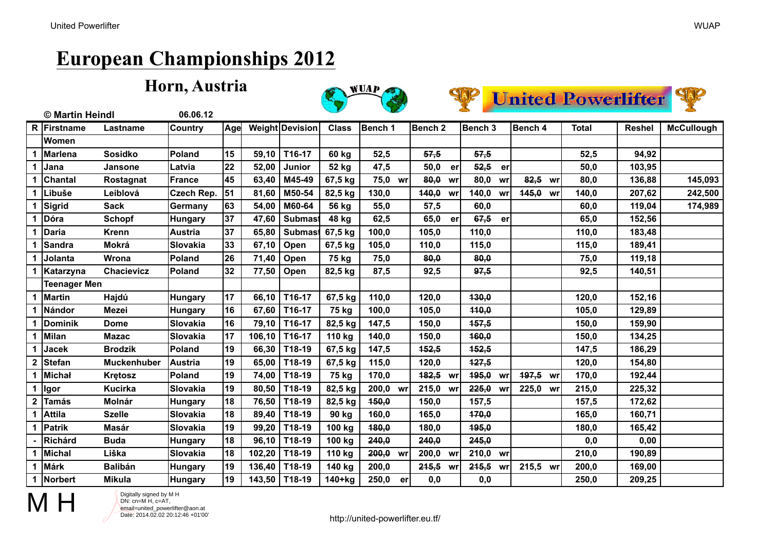# European Championships 2012

## Horn, Austria

© Martin Heindl 06.06.12

| R | Firstname | Lastname | Country | Age | Weight | Devision | Class | Bench 1 | Bench 2 | Bench 3 | Bench 4 | Total | Reshel | McCullough |
|---|---|---|---|---|---|---|---|---|---|---|---|---|---|---|
| | Women | | | | | | | | | | | | | |
| 1 | Marlena | Sosidko | Poland | 15 | 59,10 | T16-17 | 60 kg | 52,5 | ~~57,5~~ | ~~57,5~~ | | 52,5 | 94,92 | |
| 1 | Jana | Jansone | Latvia | 22 | 52,00 | Junior | 52 kg | 47,5 | 50,0 er | ~~52,5~~ er | | 50,0 | 103,95 | |
| 1 | Chantal | Rostagnat | France | 45 | 63,40 | M45-49 | 67,5 kg | 75,0 wr | ~~80,0~~ wr | 80,0 wr | ~~82,5~~ wr | 80,0 | 136,88 | 145,093 |
| 1 | Libuše | Leiblová | Czech Rep. | 51 | 81,60 | M50-54 | 82,5 kg | 130,0 | ~~140,0~~ wr | 140,0 wr | ~~145,0~~ wr | 140,0 | 207,62 | 242,500 |
| 1 | Sigrid | Sack | Germany | 63 | 54,00 | M60-64 | 56 kg | 55,0 | 57,5 | 60,0 | | 60,0 | 119,04 | 174,989 |
| 1 | Dóra | Schopf | Hungary | 37 | 47,60 | Submast | 48 kg | 62,5 | 65,0 er | ~~67,5~~ er | | 65,0 | 152,56 | |
| 1 | Daria | Krenn | Austria | 37 | 65,80 | Submast | 67,5 kg | 100,0 | 105,0 | 110,0 | | 110,0 | 183,48 | |
| 1 | Sandra | Mokrá | Slovakia | 33 | 67,10 | Open | 67,5 kg | 105,0 | 110,0 | 115,0 | | 115,0 | 189,41 | |
| 1 | Jolanta | Wrona | Poland | 26 | 71,40 | Open | 75 kg | 75,0 | ~~80,0~~ | ~~80,0~~ | | 75,0 | 119,18 | |
| 1 | Katarzyna | Chacievicz | Poland | 32 | 77,50 | Open | 82,5 kg | 87,5 | 92,5 | ~~97,5~~ | | 92,5 | 140,51 | |
| | Teenager Men | | | | | | | | | | | | | |
| 1 | Martin | Hajdú | Hungary | 17 | 66,10 | T16-17 | 67,5 kg | 110,0 | 120,0 | ~~130,0~~ | | 120,0 | 152,16 | |
| 1 | Nándor | Mezei | Hungary | 16 | 67,60 | T16-17 | 75 kg | 100,0 | 105,0 | ~~110,0~~ | | 105,0 | 129,89 | |
| 1 | Dominik | Dome | Slovakia | 16 | 79,10 | T16-17 | 82,5 kg | 147,5 | 150,0 | ~~157,5~~ | | 150,0 | 159,90 | |
| 1 | Milan | Mazac | Slovakia | 17 | 106,10 | T16-17 | 110 kg | 140,0 | 150,0 | ~~160,0~~ | | 150,0 | 134,25 | |
| 1 | Jacek | Brodzik | Poland | 19 | 66,30 | T18-19 | 67,5 kg | 147,5 | ~~152,5~~ | ~~152,5~~ | | 147,5 | 186,29 | |
| 2 | Stefan | Muckenhuber | Austria | 19 | 65,00 | T18-19 | 67,5 kg | 115,0 | 120,0 | ~~127,5~~ | | 120,0 | 154,80 | |
| 1 | Michał | Krętosz | Poland | 19 | 74,00 | T18-19 | 75 kg | 170,0 | ~~182,5~~ wr | ~~195,0~~ wr | ~~197,5~~ wr | 170,0 | 192,44 | |
| 1 | Igor | Kucirka | Slovakia | 19 | 80,50 | T18-19 | 82,5 kg | 200,0 wr | 215,0 wr | ~~225,0~~ wr | 225,0 wr | 215,0 | 225,32 | |
| 2 | Tamás | Molnár | Hungary | 18 | 76,50 | T18-19 | 82,5 kg | ~~150,0~~ | 150,0 | 157,5 | | 157,5 | 172,62 | |
| 1 | Attila | Szelle | Slovakia | 18 | 89,40 | T18-19 | 90 kg | 160,0 | 165,0 | ~~170,0~~ | | 165,0 | 160,71 | |
| 1 | Patrik | Masár | Slovakia | 19 | 99,20 | T18-19 | 100 kg | ~~180,0~~ | 180,0 | ~~195,0~~ | | 180,0 | 165,42 | |
| - | Richárd | Buda | Hungary | 18 | 96,10 | T18-19 | 100 kg | ~~240,0~~ | ~~240,0~~ | ~~245,0~~ | | 0,0 | 0,00 | |
| 1 | Michal | Liška | Slovakia | 18 | 102,20 | T18-19 | 110 kg | ~~200,0~~ wr | 200,0 wr | 210,0 wr | | 210,0 | 190,89 | |
| 1 | Márk | Balibán | Hungary | 19 | 136,40 | T18-19 | 140 kg | 200,0 | ~~215,5~~ wr | ~~215,5~~ wr | 215,5 wr | 200,0 | 169,00 | |
| 1 | Norbert | Mikula | Hungary | 19 | 143,50 | T18-19 | 140+kg | 250,0 er | 0,0 | 0,0 | | 250,0 | 209,25 | |

M H

Digitally signed by M H
DN: cn=M H, c=AT, email=united_powerlifter@aon.at
Date: 2014.02.02 20:12:46 +01'00'

http://united-powerlifter.eu.tf/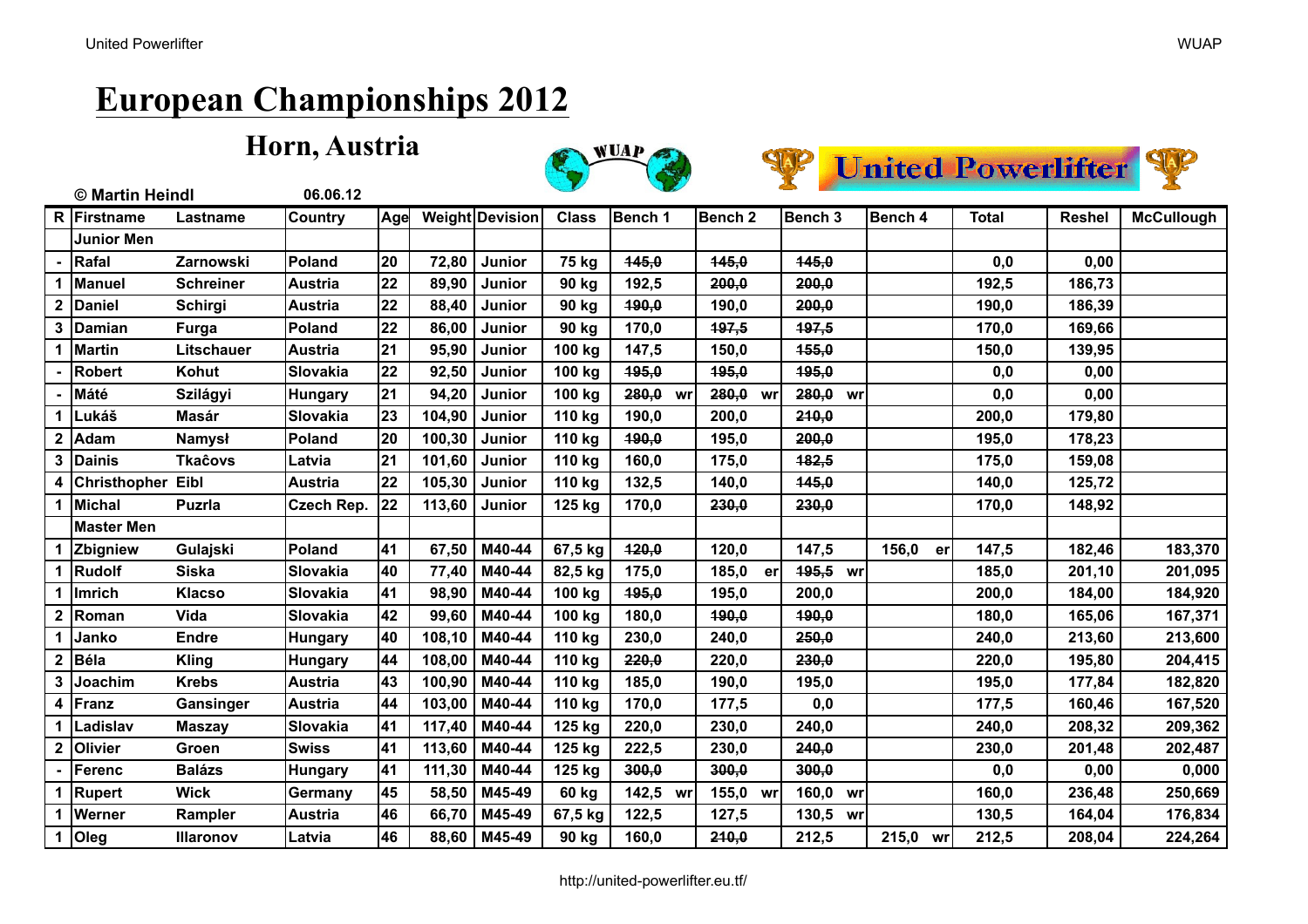# European Championships 2012

## Horn, Austria

**© Martin Heindl** 06.06.12

| R | Firstname | Lastname | Country | Age | Weight | Devision | Class | Bench 1 | Bench 2 | Bench 3 | Bench 4 | Total | Reshel | McCullough |
|---|---|---|---|---|---|---|---|---|---|---|---|---|---|---|
| | **Junior Men** | | | | | | | | | | | | | |
| - | Rafal | Zarnowski | Poland | 20 | 72,80 | Junior | 75 kg | ~~145,0~~ | ~~145,0~~ | ~~145,0~~ | | 0,0 | 0,00 | |
| 1 | Manuel | Schreiner | Austria | 22 | 89,90 | Junior | 90 kg | 192,5 | ~~200,0~~ | ~~200,0~~ | | 192,5 | 186,73 | |
| 2 | Daniel | Schirgi | Austria | 22 | 88,40 | Junior | 90 kg | ~~190,0~~ | 190,0 | ~~200,0~~ | | 190,0 | 186,39 | |
| 3 | Damian | Furga | Poland | 22 | 86,00 | Junior | 90 kg | 170,0 | ~~197,5~~ | ~~197,5~~ | | 170,0 | 169,66 | |
| 1 | Martin | Litschauer | Austria | 21 | 95,90 | Junior | 100 kg | 147,5 | 150,0 | ~~155,0~~ | | 150,0 | 139,95 | |
| - | Robert | Kohut | Slovakia | 22 | 92,50 | Junior | 100 kg | ~~195,0~~ | ~~195,0~~ | ~~195,0~~ | | 0,0 | 0,00 | |
| - | Máté | Szilágyi | Hungary | 21 | 94,20 | Junior | 100 kg | ~~280,0~~ wr | ~~280,0~~ wr | ~~280,0~~ wr | | 0,0 | 0,00 | |
| 1 | Lukáš | Masár | Slovakia | 23 | 104,90 | Junior | 110 kg | 190,0 | 200,0 | ~~210,0~~ | | 200,0 | 179,80 | |
| 2 | Adam | Namysł | Poland | 20 | 100,30 | Junior | 110 kg | ~~190,0~~ | 195,0 | ~~200,0~~ | | 195,0 | 178,23 | |
| 3 | Dainis | Tkačovs | Latvia | 21 | 101,60 | Junior | 110 kg | 160,0 | 175,0 | ~~182,5~~ | | 175,0 | 159,08 | |
| 4 | Christhopher | Eibl | Austria | 22 | 105,30 | Junior | 110 kg | 132,5 | 140,0 | ~~145,0~~ | | 140,0 | 125,72 | |
| 1 | Michal | Puzrla | Czech Rep. | 22 | 113,60 | Junior | 125 kg | 170,0 | ~~230,0~~ | ~~230,0~~ | | 170,0 | 148,92 | |
| | **Master Men** | | | | | | | | | | | | | |
| 1 | Zbigniew | Gulajski | Poland | 41 | 67,50 | M40-44 | 67,5 kg | ~~120,0~~ | 120,0 | 147,5 | 156,0 er | 147,5 | 182,46 | 183,370 |
| 1 | Rudolf | Siska | Slovakia | 40 | 77,40 | M40-44 | 82,5 kg | 175,0 | 185,0 er | ~~195,5~~ wr | | 185,0 | 201,10 | 201,095 |
| 1 | Imrich | Klacso | Slovakia | 41 | 98,90 | M40-44 | 100 kg | ~~195,0~~ | 195,0 | 200,0 | | 200,0 | 184,00 | 184,920 |
| 2 | Roman | Vida | Slovakia | 42 | 99,60 | M40-44 | 100 kg | 180,0 | ~~190,0~~ | ~~190,0~~ | | 180,0 | 165,06 | 167,371 |
| 1 | Janko | Endre | Hungary | 40 | 108,10 | M40-44 | 110 kg | 230,0 | 240,0 | ~~250,0~~ | | 240,0 | 213,60 | 213,600 |
| 2 | Béla | Kling | Hungary | 44 | 108,00 | M40-44 | 110 kg | ~~220,0~~ | 220,0 | ~~230,0~~ | | 220,0 | 195,80 | 204,415 |
| 3 | Joachim | Krebs | Austria | 43 | 100,90 | M40-44 | 110 kg | 185,0 | 190,0 | 195,0 | | 195,0 | 177,84 | 182,820 |
| 4 | Franz | Gansinger | Austria | 44 | 103,00 | M40-44 | 110 kg | 170,0 | 177,5 | 0,0 | | 177,5 | 160,46 | 167,520 |
| 1 | Ladislav | Maszay | Slovakia | 41 | 117,40 | M40-44 | 125 kg | 220,0 | 230,0 | 240,0 | | 240,0 | 208,32 | 209,362 |
| 2 | Olivier | Groen | Swiss | 41 | 113,60 | M40-44 | 125 kg | 222,5 | 230,0 | ~~240,0~~ | | 230,0 | 201,48 | 202,487 |
| - | Ferenc | Balázs | Hungary | 41 | 111,30 | M40-44 | 125 kg | ~~300,0~~ | ~~300,0~~ | ~~300,0~~ | | 0,0 | 0,00 | 0,000 |
| 1 | Rupert | Wick | Germany | 45 | 58,50 | M45-49 | 60 kg | 142,5 wr | 155,0 wr | 160,0 wr | | 160,0 | 236,48 | 250,669 |
| 1 | Werner | Rampler | Austria | 46 | 66,70 | M45-49 | 67,5 kg | 122,5 | 127,5 | 130,5 wr | | 130,5 | 164,04 | 176,834 |
| 1 | Oleg | Illaronov | Latvia | 46 | 88,60 | M45-49 | 90 kg | 160,0 | ~~210,0~~ | 212,5 | 215,0 wr | 212,5 | 208,04 | 224,264 |

http://united-powerlifter.eu.tf/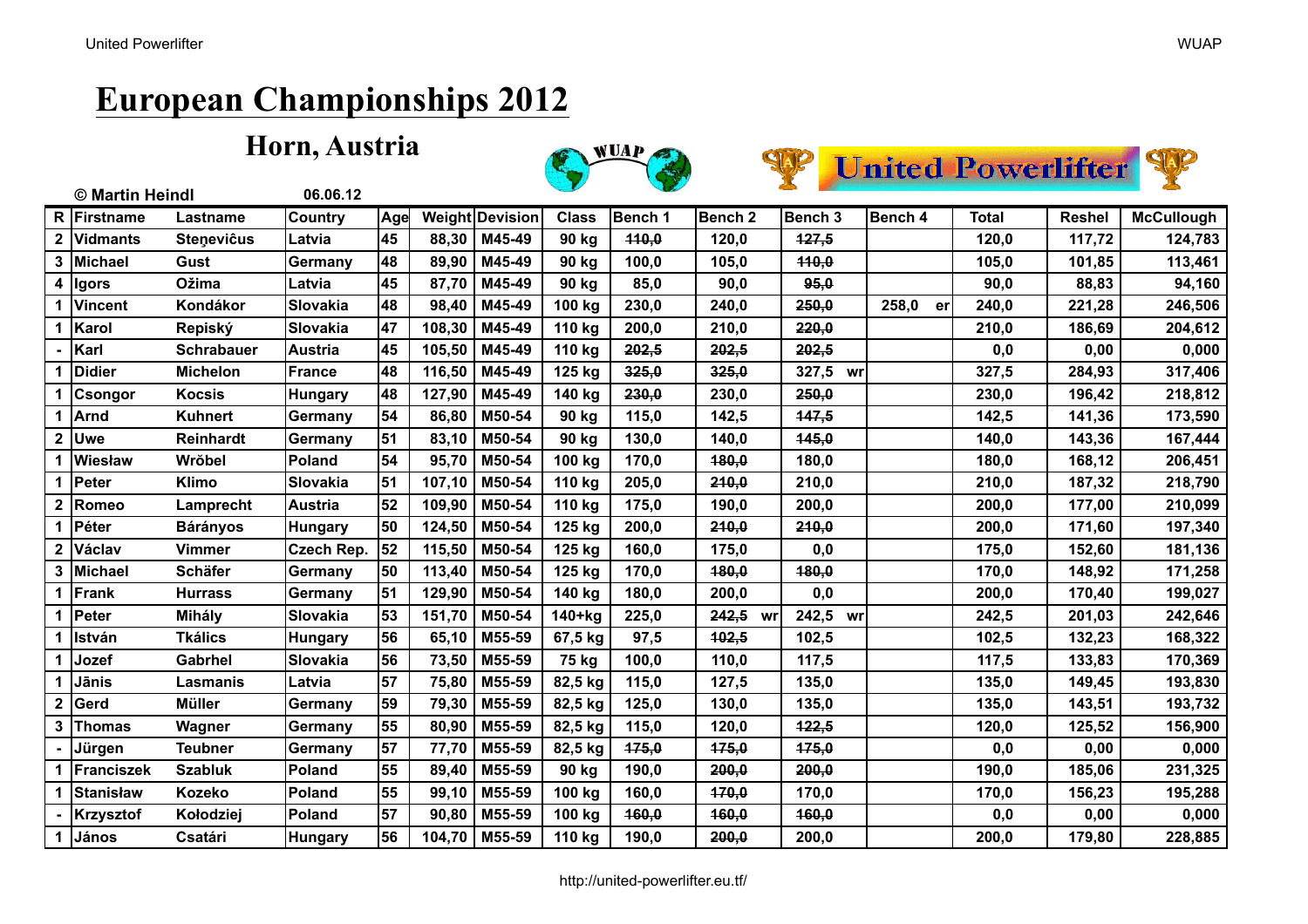# European Championships 2012

## Horn, Austria

© Martin Heindl 06.06.12

| R | Firstname | Lastname | Country | Age | Weight | Devision | Class | Bench 1 | Bench 2 | Bench 3 | Bench 4 | Total | Reshel | McCullough |
|---|---|---|---|---|---|---|---|---|---|---|---|---|---|---|
| 2 | Vidmants | Steņevičus | Latvia | 45 | 88,30 | M45-49 | 90 kg | ~~110,0~~ | 120,0 | ~~127,5~~ | | 120,0 | 117,72 | 124,783 |
| 3 | Michael | Gust | Germany | 48 | 89,90 | M45-49 | 90 kg | 100,0 | 105,0 | ~~110,0~~ | | 105,0 | 101,85 | 113,461 |
| 4 | Igors | Ožima | Latvia | 45 | 87,70 | M45-49 | 90 kg | 85,0 | 90,0 | ~~95,0~~ | | 90,0 | 88,83 | 94,160 |
| 1 | Vincent | Kondákor | Slovakia | 48 | 98,40 | M45-49 | 100 kg | 230,0 | 240,0 | ~~250,0~~ | 258,0 er | 240,0 | 221,28 | 246,506 |
| 1 | Karol | Repiský | Slovakia | 47 | 108,30 | M45-49 | 110 kg | 200,0 | 210,0 | ~~220,0~~ | | 210,0 | 186,69 | 204,612 |
| - | Karl | Schrabauer | Austria | 45 | 105,50 | M45-49 | 110 kg | ~~202,5~~ | ~~202,5~~ | ~~202,5~~ | | 0,0 | 0,00 | 0,000 |
| 1 | Didier | Michelon | France | 48 | 116,50 | M45-49 | 125 kg | ~~325,0~~ | ~~325,0~~ | 327,5 wr | | 327,5 | 284,93 | 317,406 |
| 1 | Csongor | Kocsis | Hungary | 48 | 127,90 | M45-49 | 140 kg | ~~230,0~~ | 230,0 | ~~250,0~~ | | 230,0 | 196,42 | 218,812 |
| 1 | Arnd | Kuhnert | Germany | 54 | 86,80 | M50-54 | 90 kg | 115,0 | 142,5 | ~~147,5~~ | | 142,5 | 141,36 | 173,590 |
| 2 | Uwe | Reinhardt | Germany | 51 | 83,10 | M50-54 | 90 kg | 130,0 | 140,0 | ~~145,0~~ | | 140,0 | 143,36 | 167,444 |
| 1 | Wiesław | Wróbel | Poland | 54 | 95,70 | M50-54 | 100 kg | 170,0 | ~~180,0~~ | 180,0 | | 180,0 | 168,12 | 206,451 |
| 1 | Peter | Klimo | Slovakia | 51 | 107,10 | M50-54 | 110 kg | 205,0 | ~~210,0~~ | 210,0 | | 210,0 | 187,32 | 218,790 |
| 2 | Romeo | Lamprecht | Austria | 52 | 109,90 | M50-54 | 110 kg | 175,0 | 190,0 | 200,0 | | 200,0 | 177,00 | 210,099 |
| 1 | Péter | Bárányos | Hungary | 50 | 124,50 | M50-54 | 125 kg | 200,0 | ~~210,0~~ | ~~210,0~~ | | 200,0 | 171,60 | 197,340 |
| 2 | Václav | Vimmer | Czech Rep. | 52 | 115,50 | M50-54 | 125 kg | 160,0 | 175,0 | 0,0 | | 175,0 | 152,60 | 181,136 |
| 3 | Michael | Schäfer | Germany | 50 | 113,40 | M50-54 | 125 kg | 170,0 | ~~180,0~~ | ~~180,0~~ | | 170,0 | 148,92 | 171,258 |
| 1 | Frank | Hurrass | Germany | 51 | 129,90 | M50-54 | 140 kg | 180,0 | 200,0 | 0,0 | | 200,0 | 170,40 | 199,027 |
| 1 | Peter | Mihály | Slovakia | 53 | 151,70 | M50-54 | 140+kg | 225,0 | ~~242,5~~ wr | 242,5 wr | | 242,5 | 201,03 | 242,646 |
| 1 | István | Tkálics | Hungary | 56 | 65,10 | M55-59 | 67,5 kg | 97,5 | ~~102,5~~ | 102,5 | | 102,5 | 132,23 | 168,322 |
| 1 | Jozef | Gabrhel | Slovakia | 56 | 73,50 | M55-59 | 75 kg | 100,0 | 110,0 | 117,5 | | 117,5 | 133,83 | 170,369 |
| 1 | Jānis | Lasmanis | Latvia | 57 | 75,80 | M55-59 | 82,5 kg | 115,0 | 127,5 | 135,0 | | 135,0 | 149,45 | 193,830 |
| 2 | Gerd | Müller | Germany | 59 | 79,30 | M55-59 | 82,5 kg | 125,0 | 130,0 | 135,0 | | 135,0 | 143,51 | 193,732 |
| 3 | Thomas | Wagner | Germany | 55 | 80,90 | M55-59 | 82,5 kg | 115,0 | 120,0 | ~~122,5~~ | | 120,0 | 125,52 | 156,900 |
| - | Jürgen | Teubner | Germany | 57 | 77,70 | M55-59 | 82,5 kg | ~~175,0~~ | ~~175,0~~ | ~~175,0~~ | | 0,0 | 0,00 | 0,000 |
| 1 | Franciszek | Szabluk | Poland | 55 | 89,40 | M55-59 | 90 kg | 190,0 | ~~200,0~~ | ~~200,0~~ | | 190,0 | 185,06 | 231,325 |
| 1 | Stanisław | Kozeko | Poland | 55 | 99,10 | M55-59 | 100 kg | 160,0 | ~~170,0~~ | 170,0 | | 170,0 | 156,23 | 195,288 |
| - | Krzysztof | Kołodziej | Poland | 57 | 90,80 | M55-59 | 100 kg | ~~160,0~~ | ~~160,0~~ | ~~160,0~~ | | 0,0 | 0,00 | 0,000 |
| 1 | János | Csatári | Hungary | 56 | 104,70 | M55-59 | 110 kg | 190,0 | ~~200,0~~ | 200,0 | | 200,0 | 179,80 | 228,885 |

http://united-powerlifter.eu.tf/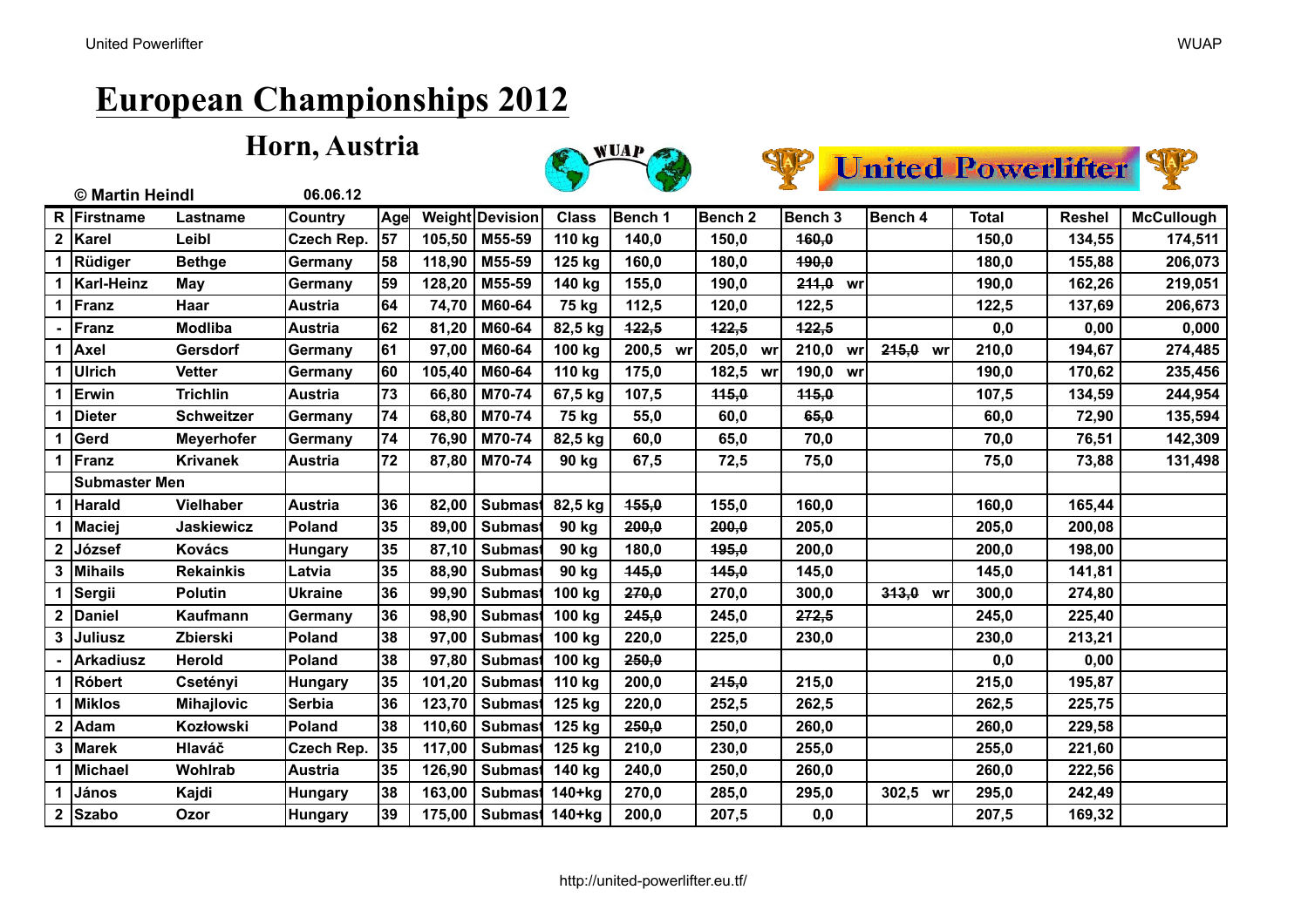# European Championships 2012

## Horn, Austria

**© Martin Heindl** 06.06.12

| R | Firstname | Lastname | Country | Age | Weight | Devision | Class | Bench 1 | Bench 2 | Bench 3 | Bench 4 | Total | Reshel | McCullough |
|---|---|---|---|---|---|---|---|---|---|---|---|---|---|---|
| 2 | Karel | Leibl | Czech Rep. | 57 | 105,50 | M55-59 | 110 kg | 140,0 | 150,0 | ~~160,0~~ | | 150,0 | 134,55 | 174,511 |
| 1 | Rüdiger | Bethge | Germany | 58 | 118,90 | M55-59 | 125 kg | 160,0 | 180,0 | ~~190,0~~ | | 180,0 | 155,88 | 206,073 |
| 1 | Karl-Heinz | May | Germany | 59 | 128,20 | M55-59 | 140 kg | 155,0 | 190,0 | ~~211,0~~ wr | | 190,0 | 162,26 | 219,051 |
| 1 | Franz | Haar | Austria | 64 | 74,70 | M60-64 | 75 kg | 112,5 | 120,0 | 122,5 | | 122,5 | 137,69 | 206,673 |
| - | Franz | Modliba | Austria | 62 | 81,20 | M60-64 | 82,5 kg | ~~122,5~~ | ~~122,5~~ | ~~122,5~~ | | 0,0 | 0,00 | 0,000 |
| 1 | Axel | Gersdorf | Germany | 61 | 97,00 | M60-64 | 100 kg | 200,5 wr | 205,0 wr | 210,0 wr | ~~215,0~~ wr | 210,0 | 194,67 | 274,485 |
| 1 | Ulrich | Vetter | Germany | 60 | 105,40 | M60-64 | 110 kg | 175,0 | 182,5 wr | 190,0 wr | | 190,0 | 170,62 | 235,456 |
| 1 | Erwin | Trichlin | Austria | 73 | 66,80 | M70-74 | 67,5 kg | 107,5 | ~~115,0~~ | ~~115,0~~ | | 107,5 | 134,59 | 244,954 |
| 1 | Dieter | Schweitzer | Germany | 74 | 68,80 | M70-74 | 75 kg | 55,0 | 60,0 | ~~65,0~~ | | 60,0 | 72,90 | 135,594 |
| 1 | Gerd | Meyerhofer | Germany | 74 | 76,90 | M70-74 | 82,5 kg | 60,0 | 65,0 | 70,0 | | 70,0 | 76,51 | 142,309 |
| 1 | Franz | Krivanek | Austria | 72 | 87,80 | M70-74 | 90 kg | 67,5 | 72,5 | 75,0 | | 75,0 | 73,88 | 131,498 |
| | **Submaster Men** | | | | | | | | | | | | | |
| 1 | Harald | Vielhaber | Austria | 36 | 82,00 | Submast | 82,5 kg | ~~155,0~~ | 155,0 | 160,0 | | 160,0 | 165,44 | |
| 1 | Maciej | Jaskiewicz | Poland | 35 | 89,00 | Submast | 90 kg | ~~200,0~~ | ~~200,0~~ | 205,0 | | 205,0 | 200,08 | |
| 2 | József | Kovács | Hungary | 35 | 87,10 | Submast | 90 kg | 180,0 | ~~195,0~~ | 200,0 | | 200,0 | 198,00 | |
| 3 | Mihails | Rekainkis | Latvia | 35 | 88,90 | Submast | 90 kg | ~~145,0~~ | ~~145,0~~ | 145,0 | | 145,0 | 141,81 | |
| 1 | Sergii | Polutin | Ukraine | 36 | 99,90 | Submast | 100 kg | ~~270,0~~ | 270,0 | 300,0 | ~~313,0~~ wr | 300,0 | 274,80 | |
| 2 | Daniel | Kaufmann | Germany | 36 | 98,90 | Submast | 100 kg | ~~245,0~~ | 245,0 | ~~272,5~~ | | 245,0 | 225,40 | |
| 3 | Juliusz | Zbierski | Poland | 38 | 97,00 | Submast | 100 kg | 220,0 | 225,0 | 230,0 | | 230,0 | 213,21 | |
| - | Arkadiusz | Herold | Poland | 38 | 97,80 | Submast | 100 kg | ~~250,0~~ | | | | 0,0 | 0,00 | |
| 1 | Róbert | Csetényi | Hungary | 35 | 101,20 | Submast | 110 kg | 200,0 | ~~215,0~~ | 215,0 | | 215,0 | 195,87 | |
| 1 | Miklos | Mihajlovic | Serbia | 36 | 123,70 | Submast | 125 kg | 220,0 | 252,5 | 262,5 | | 262,5 | 225,75 | |
| 2 | Adam | Kozłowski | Poland | 38 | 110,60 | Submast | 125 kg | ~~250,0~~ | 250,0 | 260,0 | | 260,0 | 229,58 | |
| 3 | Marek | Hlaváč | Czech Rep. | 35 | 117,00 | Submast | 125 kg | 210,0 | 230,0 | 255,0 | | 255,0 | 221,60 | |
| 1 | Michael | Wohlrab | Austria | 35 | 126,90 | Submast | 140 kg | 240,0 | 250,0 | 260,0 | | 260,0 | 222,56 | |
| 1 | János | Kajdi | Hungary | 38 | 163,00 | Submast | 140+kg | 270,0 | 285,0 | 295,0 | 302,5 wr | 295,0 | 242,49 | |
| 2 | Szabo | Ozor | Hungary | 39 | 175,00 | Submast | 140+kg | 200,0 | 207,5 | 0,0 | | 207,5 | 169,32 | |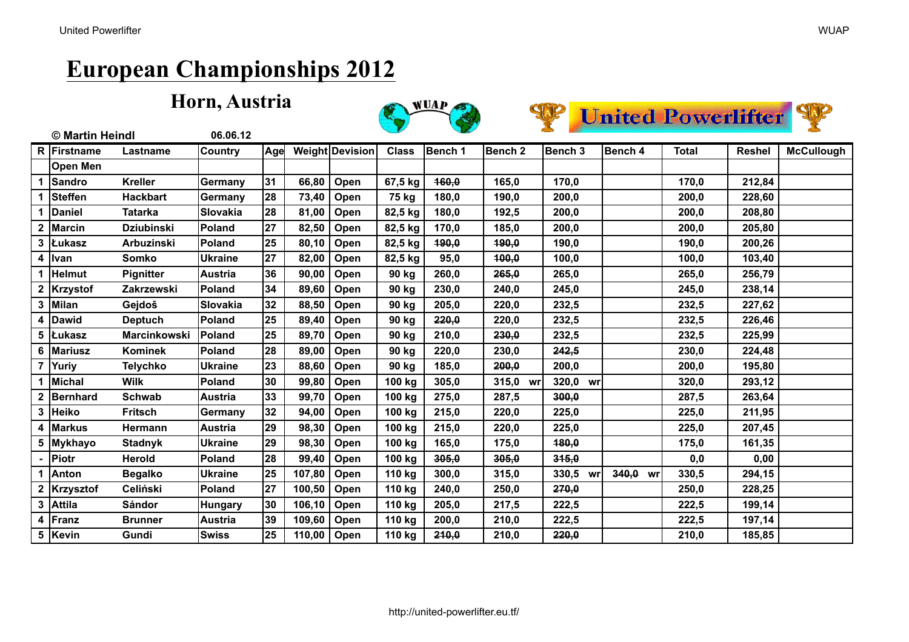# European Championships 2012

## Horn, Austria

**© Martin Heindl** 06.06.12

| R | Firstname | Lastname | Country | Age | Weight | Devision | Class | Bench 1 | Bench 2 | Bench 3 | Bench 4 | Total | Reshel | McCullough |
|---|---|---|---|---|---|---|---|---|---|---|---|---|---|---|
| | Open Men | | | | | | | | | | | | | |
| 1 | Sandro | Kreller | Germany | 31 | 66,80 | Open | 67,5 kg | ~~160,0~~ | 165,0 | 170,0 | | 170,0 | 212,84 | |
| 1 | Steffen | Hackbart | Germany | 28 | 73,40 | Open | 75 kg | 180,0 | 190,0 | 200,0 | | 200,0 | 228,60 | |
| 1 | Daniel | Tatarka | Slovakia | 28 | 81,00 | Open | 82,5 kg | 180,0 | 192,5 | 200,0 | | 200,0 | 208,80 | |
| 2 | Marcin | Dziubinski | Poland | 27 | 82,50 | Open | 82,5 kg | 170,0 | 185,0 | 200,0 | | 200,0 | 205,80 | |
| 3 | Łukasz | Arbuzinski | Poland | 25 | 80,10 | Open | 82,5 kg | ~~190,0~~ | ~~190,0~~ | 190,0 | | 190,0 | 200,26 | |
| 4 | Ivan | Somko | Ukraine | 27 | 82,00 | Open | 82,5 kg | 95,0 | ~~100,0~~ | 100,0 | | 100,0 | 103,40 | |
| 1 | Helmut | Pignitter | Austria | 36 | 90,00 | Open | 90 kg | 260,0 | ~~265,0~~ | 265,0 | | 265,0 | 256,79 | |
| 2 | Krzystof | Zakrzewski | Poland | 34 | 89,60 | Open | 90 kg | 230,0 | 240,0 | 245,0 | | 245,0 | 238,14 | |
| 3 | Milan | Gejdoš | Slovakia | 32 | 88,50 | Open | 90 kg | 205,0 | 220,0 | 232,5 | | 232,5 | 227,62 | |
| 4 | Dawid | Deptuch | Poland | 25 | 89,40 | Open | 90 kg | ~~220,0~~ | 220,0 | 232,5 | | 232,5 | 226,46 | |
| 5 | Łukasz | Marcinkowski | Poland | 25 | 89,70 | Open | 90 kg | 210,0 | ~~230,0~~ | 232,5 | | 232,5 | 225,99 | |
| 6 | Mariusz | Kominek | Poland | 28 | 89,00 | Open | 90 kg | 220,0 | 230,0 | ~~242,5~~ | | 230,0 | 224,48 | |
| 7 | Yuriy | Telychko | Ukraine | 23 | 88,60 | Open | 90 kg | 185,0 | ~~200,0~~ | 200,0 | | 200,0 | 195,80 | |
| 1 | Michal | Wilk | Poland | 30 | 99,80 | Open | 100 kg | 305,0 | 315,0 wr | 320,0 wr | | 320,0 | 293,12 | |
| 2 | Bernhard | Schwab | Austria | 33 | 99,70 | Open | 100 kg | 275,0 | 287,5 | ~~300,0~~ | | 287,5 | 263,64 | |
| 3 | Heiko | Fritsch | Germany | 32 | 94,00 | Open | 100 kg | 215,0 | 220,0 | 225,0 | | 225,0 | 211,95 | |
| 4 | Markus | Hermann | Austria | 29 | 98,30 | Open | 100 kg | 215,0 | 220,0 | 225,0 | | 225,0 | 207,45 | |
| 5 | Mykhayo | Stadnyk | Ukraine | 29 | 98,30 | Open | 100 kg | 165,0 | 175,0 | ~~180,0~~ | | 175,0 | 161,35 | |
| - | Piotr | Herold | Poland | 28 | 99,40 | Open | 100 kg | ~~305,0~~ | ~~305,0~~ | ~~315,0~~ | | 0,0 | 0,00 | |
| 1 | Anton | Begalko | Ukraine | 25 | 107,80 | Open | 110 kg | 300,0 | 315,0 | 330,5 wr | ~~340,0~~ wr | 330,5 | 294,15 | |
| 2 | Krzysztof | Celiński | Poland | 27 | 100,50 | Open | 110 kg | 240,0 | 250,0 | ~~270,0~~ | | 250,0 | 228,25 | |
| 3 | Attila | Sándor | Hungary | 30 | 106,10 | Open | 110 kg | 205,0 | 217,5 | 222,5 | | 222,5 | 199,14 | |
| 4 | Franz | Brunner | Austria | 39 | 109,60 | Open | 110 kg | 200,0 | 210,0 | 222,5 | | 222,5 | 197,14 | |
| 5 | Kevin | Gundi | Swiss | 25 | 110,00 | Open | 110 kg | ~~210,0~~ | 210,0 | ~~220,0~~ | | 210,0 | 185,85 | |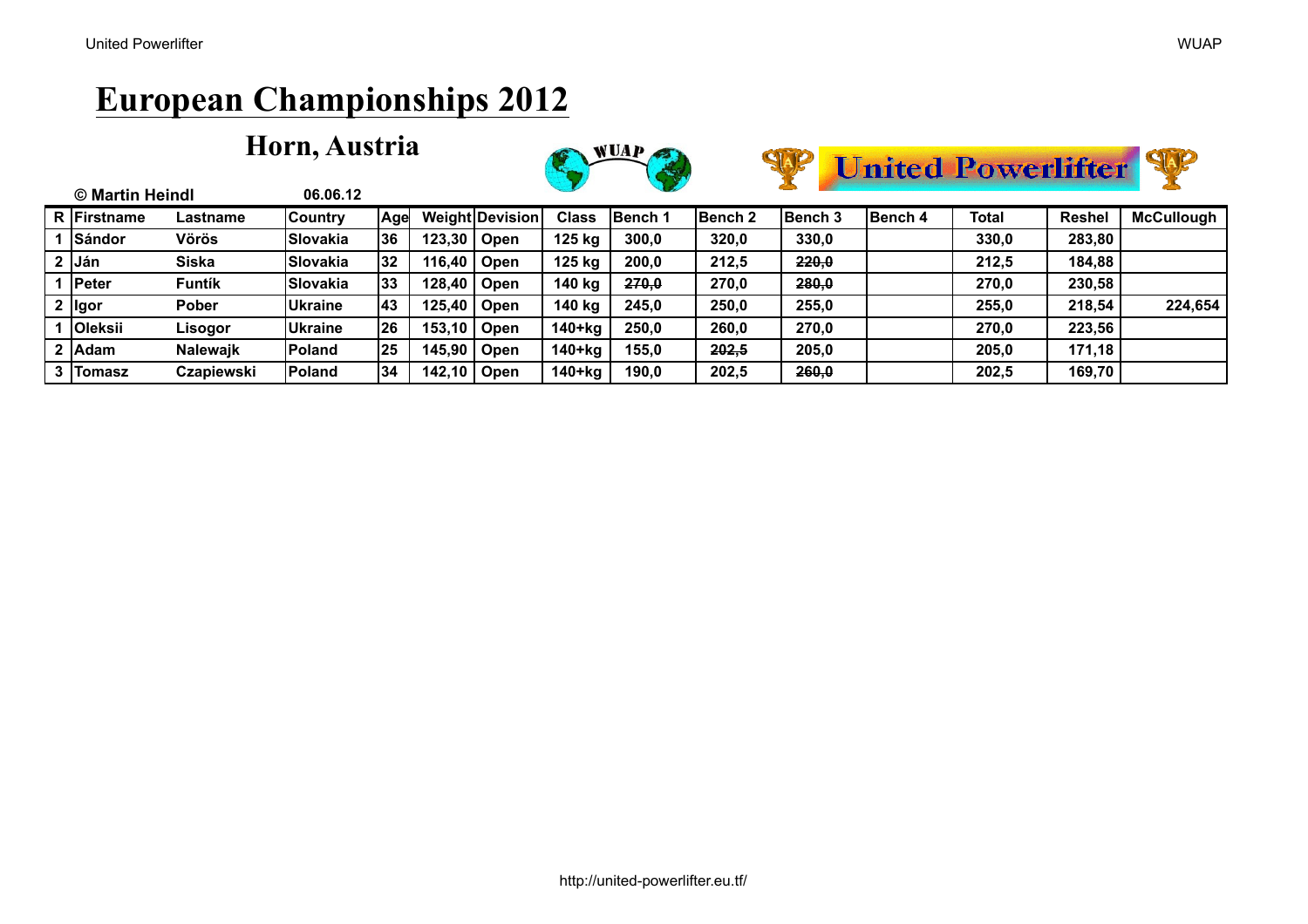# European Championships 2012

## Horn, Austria

**© Martin Heindl** **06.06.12**

| R | Firstname | Lastname | Country | Age | Weight | Devision | Class | Bench 1 | Bench 2 | Bench 3 | Bench 4 | Total | Reshel | McCullough |
|---|---|---|---|---|---|---|---|---|---|---|---|---|---|---|
| 1 | Sándor | Vörös | Slovakia | 36 | 123,30 | Open | 125 kg | 300,0 | 320,0 | 330,0 | | 330,0 | 283,80 | |
| 2 | Ján | Siska | Slovakia | 32 | 116,40 | Open | 125 kg | 200,0 | 212,5 | ~~220,0~~ | | 212,5 | 184,88 | |
| 1 | Peter | Funtík | Slovakia | 33 | 128,40 | Open | 140 kg | ~~270,0~~ | 270,0 | ~~280,0~~ | | 270,0 | 230,58 | |
| 2 | Igor | Pober | Ukraine | 43 | 125,40 | Open | 140 kg | 245,0 | 250,0 | 255,0 | | 255,0 | 218,54 | 224,654 |
| 1 | Oleksii | Lisogor | Ukraine | 26 | 153,10 | Open | 140+kg | 250,0 | 260,0 | 270,0 | | 270,0 | 223,56 | |
| 2 | Adam | Nalewajk | Poland | 25 | 145,90 | Open | 140+kg | 155,0 | ~~202,5~~ | 205,0 | | 205,0 | 171,18 | |
| 3 | Tomasz | Czapiewski | Poland | 34 | 142,10 | Open | 140+kg | 190,0 | 202,5 | ~~260,0~~ | | 202,5 | 169,70 | |

http://united-powerlifter.eu.tf/